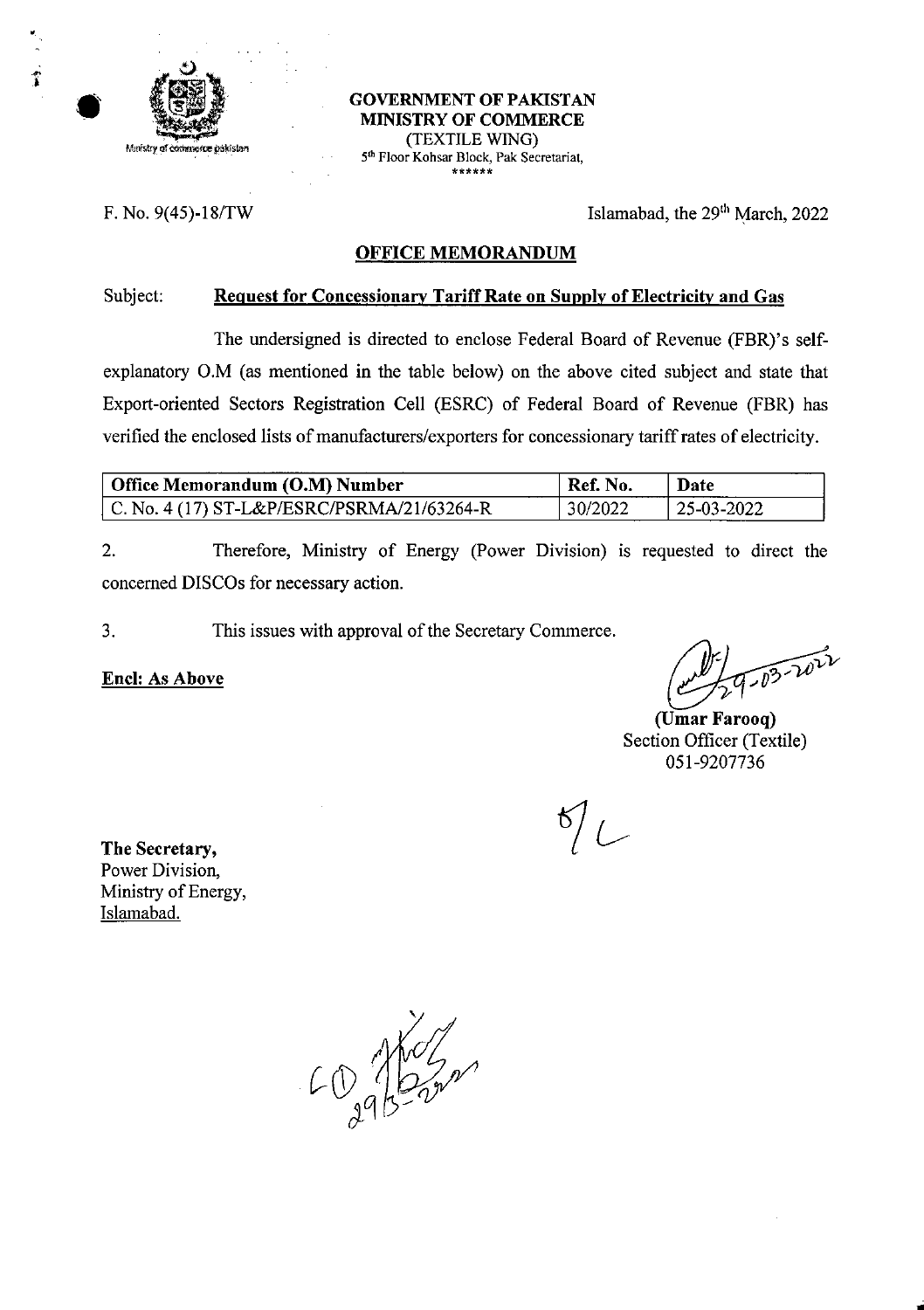**GOVERNMENT OF PAKISTAN**
**MINISTRY OF COMMERCE**
(TEXTILE WING)
5th Floor Kohsar Block, Pak Secretariat,
\*\*\*\*\*\*

F. No. 9(45)-18/TW

Islamabad, the 29th March, 2022

## OFFICE MEMORANDUM

Subject: **Request for Concessionary Tariff Rate on Supply of Electricity and Gas**

The undersigned is directed to enclose Federal Board of Revenue (FBR)'s self-explanatory O.M (as mentioned in the table below) on the above cited subject and state that Export-oriented Sectors Registration Cell (ESRC) of Federal Board of Revenue (FBR) has verified the enclosed lists of manufacturers/exporters for concessionary tariff rates of electricity.

| Office Memorandum (O.M) Number | Ref. No. | Date |
|---|---|---|
| C. No. 4 (17) ST-L&P/ESRC/PSRMA/21/63264-R | 30/2022 | 25-03-2022 |

2. Therefore, Ministry of Energy (Power Division) is requested to direct the concerned DISCOs for necessary action.

3. This issues with approval of the Secretary Commerce.

**Encl: As Above**

29-03-2022

**(Umar Farooq)**
Section Officer (Textile)
051-9207736

**The Secretary,**
Power Division,
Ministry of Energy,
Islamabad.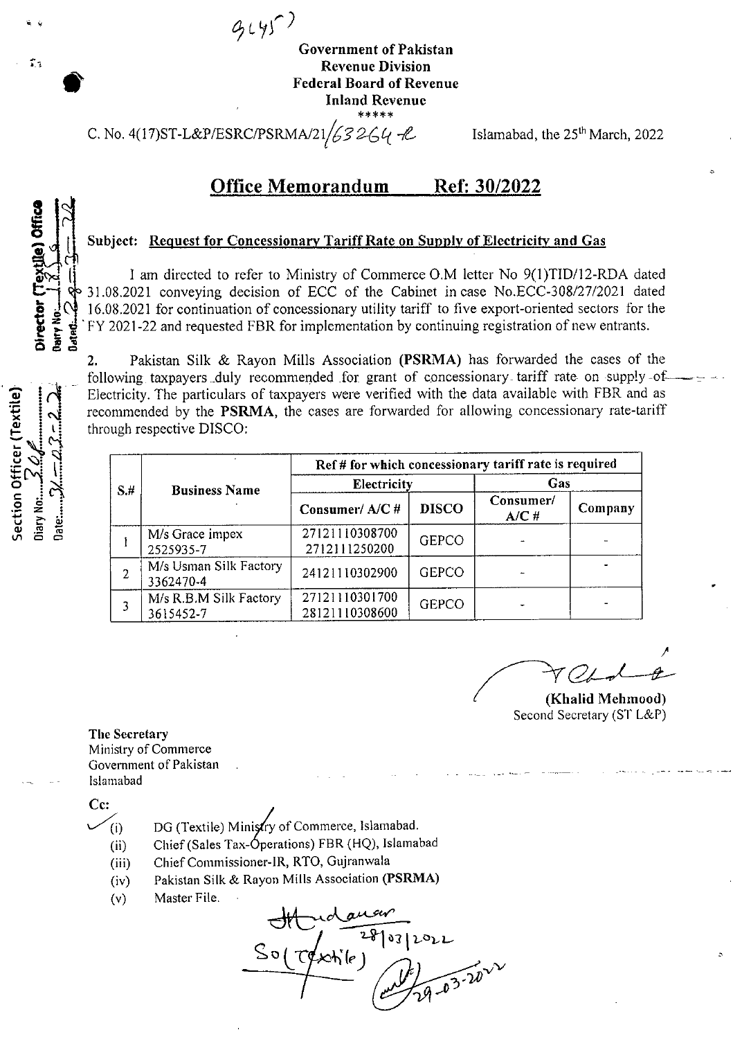Government of Pakistan
Revenue Division
Federal Board of Revenue
Inland Revenue
*****

C. No. 4(17)ST-L&P/ESRC/PSRMA/21/63264-R

Islamabad, the 25th March, 2022

## Office Memorandum Ref: 30/2022

**Subject: Request for Concessionary Tariff Rate on Supply of Electricity and Gas**

I am directed to refer to Ministry of Commerce O.M letter No 9(1)TID/12-RDA dated 31.08.2021 conveying decision of ECC of the Cabinet in case No.ECC-308/27/2021 dated 16.08.2021 for continuation of concessionary utility tariff to five export-oriented sectors for the FY 2021-22 and requested FBR for implementation by continuing registration of new entrants.

2. Pakistan Silk & Rayon Mills Association (**PSRMA**) has forwarded the cases of the following taxpayers duly recommended for grant of concessionary tariff rate on supply of Electricity. The particulars of taxpayers were verified with the data available with FBR and as recommended by the **PSRMA**, the cases are forwarded for allowing concessionary rate-tariff through respective DISCO:

| S.# | Business Name | Ref # for which concessionary tariff rate is required | | | |
|---|---|---|---|---|---|
| | | Electricity | | Gas | |
| | | Consumer/ A/C # | DISCO | Consumer/ A/C # | Company |
| 1 | M/s Grace impex 2525935-7 | 27121110308700 2712111250200 | GEPCO | - | - |
| 2 | M/s Usman Silk Factory 3362470-4 | 24121110302900 | GEPCO | - | - |
| 3 | M/s R.B.M Silk Factory 3615452-7 | 27121110301700 28121110308600 | GEPCO | - | - |

**(Khalid Mehmood)**
Second Secretary (ST L&P)

**The Secretary**
Ministry of Commerce
Government of Pakistan
Islamabad

**Cc:**

(i) DG (Textile) Ministry of Commerce, Islamabad.
(ii) Chief (Sales Tax-Operations) FBR (HQ), Islamabad
(iii) Chief Commissioner-IR, RTO, Gujranwala
(iv) Pakistan Silk & Rayon Mills Association (**PSRMA**)
(v) Master File.